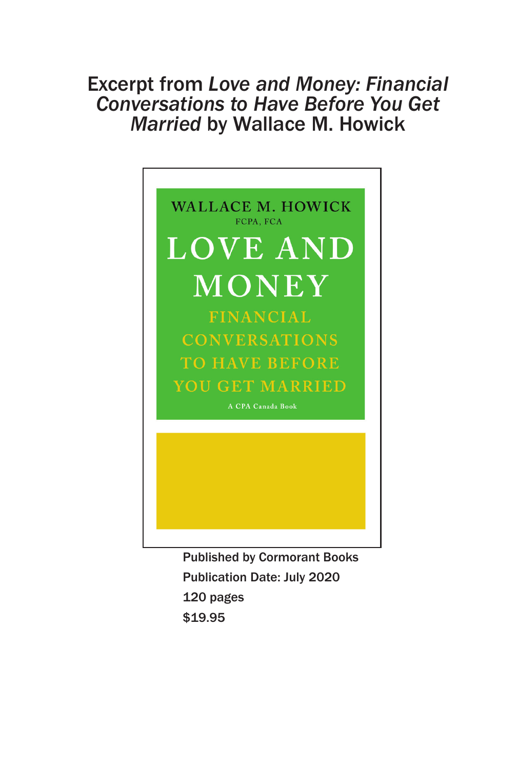# Excerpt from *Love and Money: Financial Conversations to Have Before You Get Married* by Wallace M. Howick

WALLACE M. HOWICK
FCPA, FCA

LOVE AND MONEY

FINANCIAL CONVERSATIONS TO HAVE BEFORE YOU GET MARRIED

A CPA Canada Book

Published by Cormorant Books

Publication Date: July 2020

120 pages

$19.95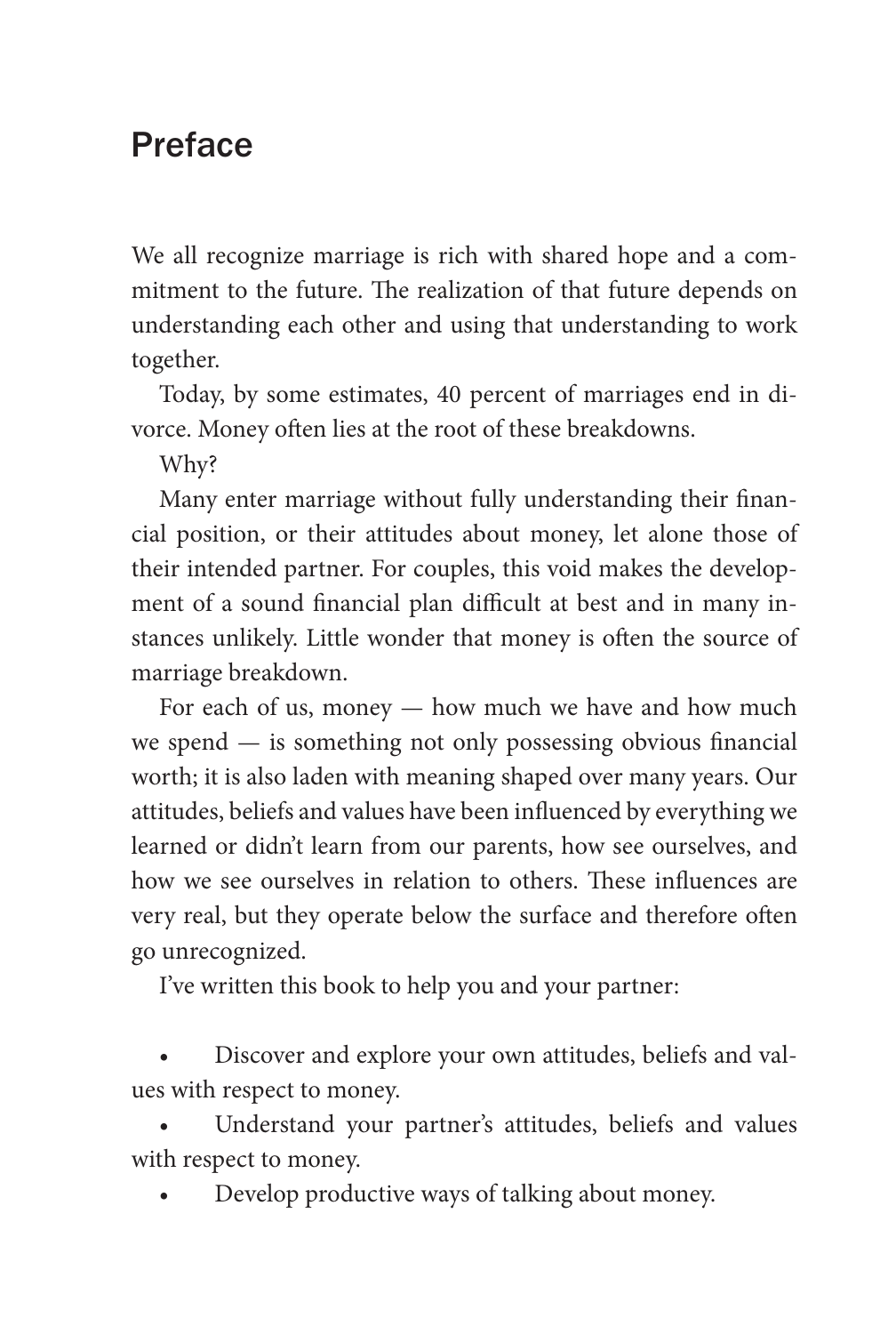# Preface

We all recognize marriage is rich with shared hope and a commitment to the future. The realization of that future depends on understanding each other and using that understanding to work together.

Today, by some estimates, 40 percent of marriages end in divorce. Money often lies at the root of these breakdowns.

Why?

Many enter marriage without fully understanding their financial position, or their attitudes about money, let alone those of their intended partner. For couples, this void makes the development of a sound financial plan difficult at best and in many instances unlikely. Little wonder that money is often the source of marriage breakdown.

For each of us, money — how much we have and how much we spend — is something not only possessing obvious financial worth; it is also laden with meaning shaped over many years. Our attitudes, beliefs and values have been influenced by everything we learned or didn't learn from our parents, how see ourselves, and how we see ourselves in relation to others. These influences are very real, but they operate below the surface and therefore often go unrecognized.

I've written this book to help you and your partner:

- Discover and explore your own attitudes, beliefs and values with respect to money.
- Understand your partner's attitudes, beliefs and values with respect to money.
- Develop productive ways of talking about money.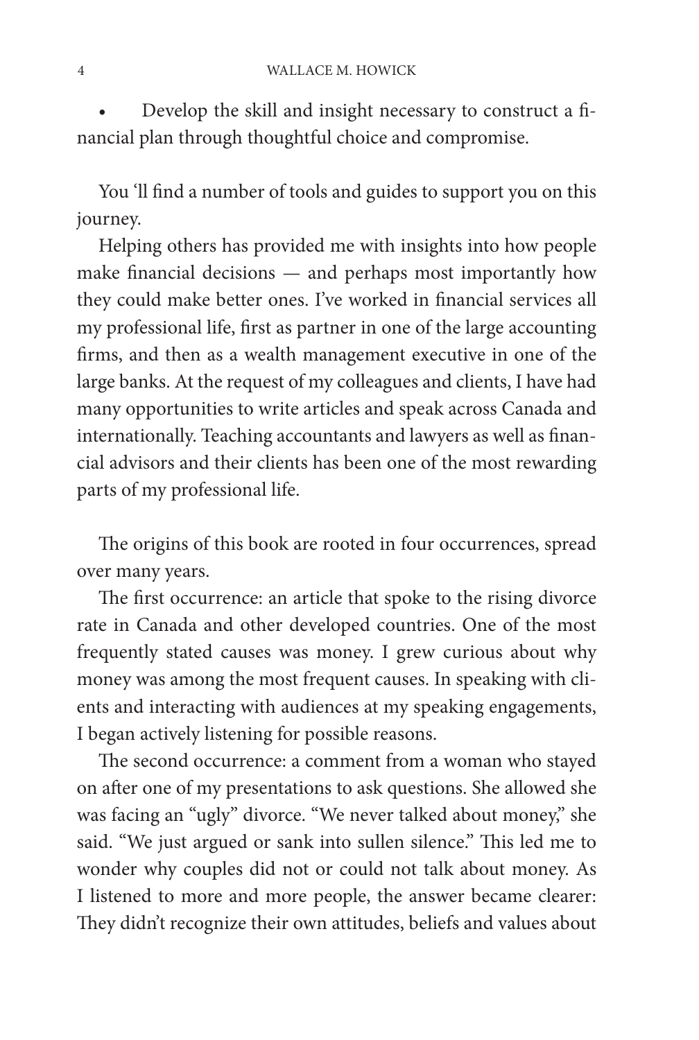- Develop the skill and insight necessary to construct a financial plan through thoughtful choice and compromise.

You 'll find a number of tools and guides to support you on this journey.

Helping others has provided me with insights into how people make financial decisions — and perhaps most importantly how they could make better ones. I've worked in financial services all my professional life, first as partner in one of the large accounting firms, and then as a wealth management executive in one of the large banks. At the request of my colleagues and clients, I have had many opportunities to write articles and speak across Canada and internationally. Teaching accountants and lawyers as well as financial advisors and their clients has been one of the most rewarding parts of my professional life.

The origins of this book are rooted in four occurrences, spread over many years.

The first occurrence: an article that spoke to the rising divorce rate in Canada and other developed countries. One of the most frequently stated causes was money. I grew curious about why money was among the most frequent causes. In speaking with clients and interacting with audiences at my speaking engagements, I began actively listening for possible reasons.

The second occurrence: a comment from a woman who stayed on after one of my presentations to ask questions. She allowed she was facing an "ugly" divorce. "We never talked about money," she said. "We just argued or sank into sullen silence." This led me to wonder why couples did not or could not talk about money. As I listened to more and more people, the answer became clearer: They didn't recognize their own attitudes, beliefs and values about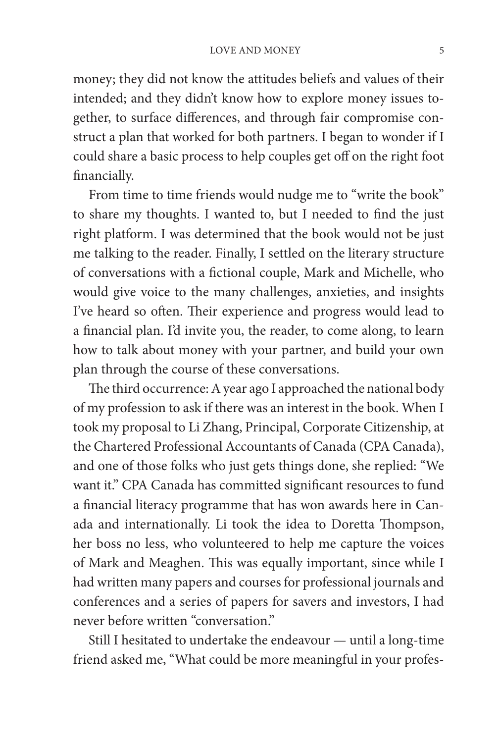money; they did not know the attitudes beliefs and values of their intended; and they didn't know how to explore money issues together, to surface differences, and through fair compromise construct a plan that worked for both partners. I began to wonder if I could share a basic process to help couples get off on the right foot financially.

From time to time friends would nudge me to "write the book" to share my thoughts. I wanted to, but I needed to find the just right platform. I was determined that the book would not be just me talking to the reader. Finally, I settled on the literary structure of conversations with a fictional couple, Mark and Michelle, who would give voice to the many challenges, anxieties, and insights I've heard so often. Their experience and progress would lead to a financial plan. I'd invite you, the reader, to come along, to learn how to talk about money with your partner, and build your own plan through the course of these conversations.

The third occurrence: A year ago I approached the national body of my profession to ask if there was an interest in the book. When I took my proposal to Li Zhang, Principal, Corporate Citizenship, at the Chartered Professional Accountants of Canada (CPA Canada), and one of those folks who just gets things done, she replied: "We want it." CPA Canada has committed significant resources to fund a financial literacy programme that has won awards here in Canada and internationally. Li took the idea to Doretta Thompson, her boss no less, who volunteered to help me capture the voices of Mark and Meaghen. This was equally important, since while I had written many papers and courses for professional journals and conferences and a series of papers for savers and investors, I had never before written "conversation."

Still I hesitated to undertake the endeavour — until a long-time friend asked me, "What could be more meaningful in your profes-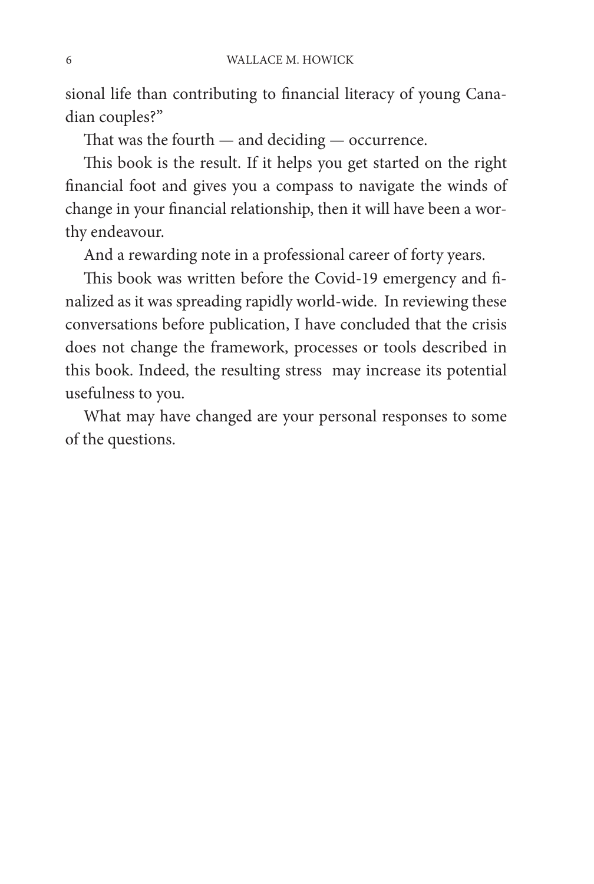sional life than contributing to financial literacy of young Canadian couples?"

That was the fourth — and deciding — occurrence.

This book is the result. If it helps you get started on the right financial foot and gives you a compass to navigate the winds of change in your financial relationship, then it will have been a worthy endeavour.

And a rewarding note in a professional career of forty years.

This book was written before the Covid-19 emergency and finalized as it was spreading rapidly world-wide. In reviewing these conversations before publication, I have concluded that the crisis does not change the framework, processes or tools described in this book. Indeed, the resulting stress may increase its potential usefulness to you.

What may have changed are your personal responses to some of the questions.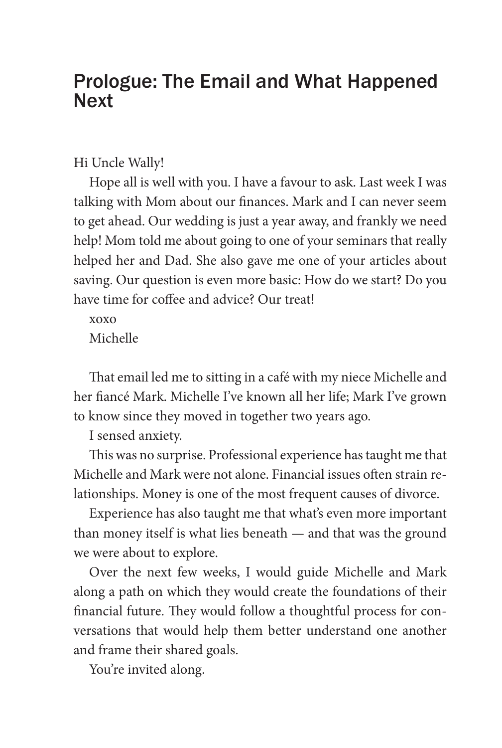# Prologue: The Email and What Happened Next

Hi Uncle Wally!

Hope all is well with you. I have a favour to ask. Last week I was talking with Mom about our finances. Mark and I can never seem to get ahead. Our wedding is just a year away, and frankly we need help! Mom told me about going to one of your seminars that really helped her and Dad. She also gave me one of your articles about saving. Our question is even more basic: How do we start? Do you have time for coffee and advice? Our treat!

xoxo

Michelle

That email led me to sitting in a café with my niece Michelle and her fiancé Mark. Michelle I've known all her life; Mark I've grown to know since they moved in together two years ago.

I sensed anxiety.

This was no surprise. Professional experience has taught me that Michelle and Mark were not alone. Financial issues often strain relationships. Money is one of the most frequent causes of divorce.

Experience has also taught me that what's even more important than money itself is what lies beneath — and that was the ground we were about to explore.

Over the next few weeks, I would guide Michelle and Mark along a path on which they would create the foundations of their financial future. They would follow a thoughtful process for conversations that would help them better understand one another and frame their shared goals.

You're invited along.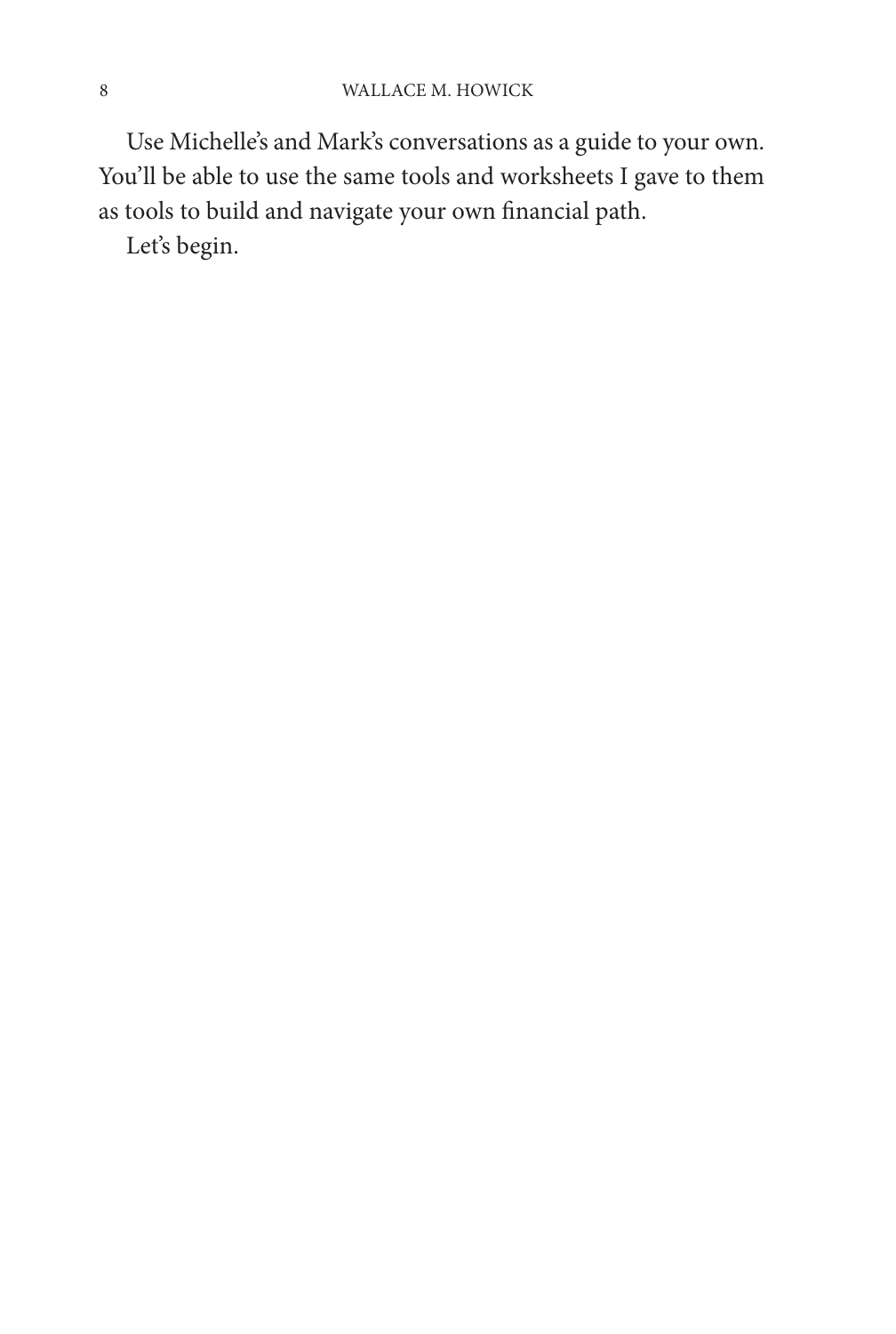Use Michelle's and Mark's conversations as a guide to your own. You'll be able to use the same tools and worksheets I gave to them as tools to build and navigate your own financial path.

Let's begin.